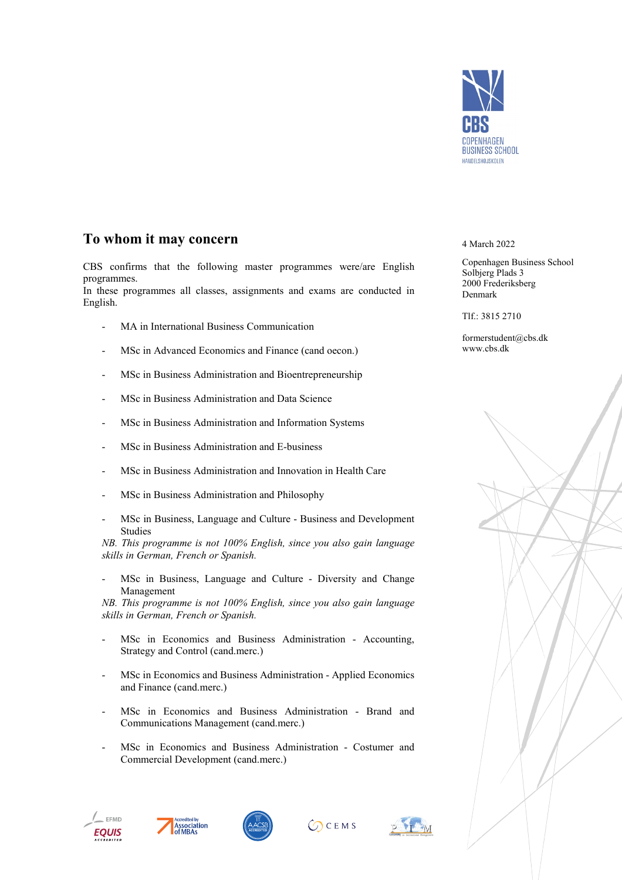Copenhagen Business School
Handelshøjskolen

4 March 2022

Copenhagen Business School
Solbjerg Plads 3
2000 Frederiksberg
Denmark

Tlf.: 3815 2710

formerstudent@cbs.dk
www.cbs.dk

## To whom it may concern

CBS confirms that the following master programmes were/are English programmes.
In these programmes all classes, assignments and exams are conducted in English.

- MA in International Business Communication
- MSc in Advanced Economics and Finance (cand oecon.)
- MSc in Business Administration and Bioentrepreneurship
- MSc in Business Administration and Data Science
- MSc in Business Administration and Information Systems
- MSc in Business Administration and E-business
- MSc in Business Administration and Innovation in Health Care
- MSc in Business Administration and Philosophy
- MSc in Business, Language and Culture - Business and Development Studies

*NB. This programme is not 100% English, since you also gain language skills in German, French or Spanish.*

- MSc in Business, Language and Culture - Diversity and Change Management

*NB. This programme is not 100% English, since you also gain language skills in German, French or Spanish.*

- MSc in Economics and Business Administration - Accounting, Strategy and Control (cand.merc.)
- MSc in Economics and Business Administration - Applied Economics and Finance (cand.merc.)
- MSc in Economics and Business Administration - Brand and Communications Management (cand.merc.)
- MSc in Economics and Business Administration - Costumer and Commercial Development (cand.merc.)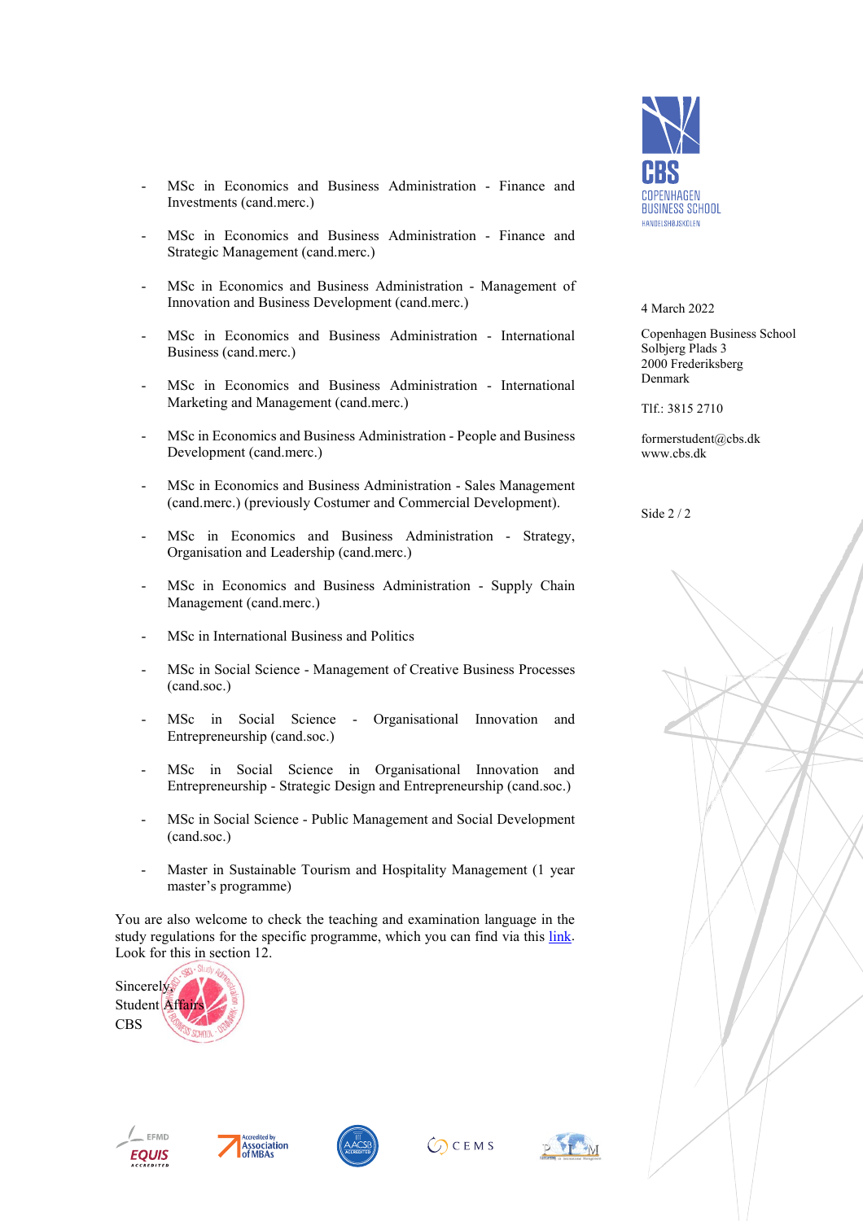- MSc in Economics and Business Administration - Finance and Investments (cand.merc.)
- MSc in Economics and Business Administration - Finance and Strategic Management (cand.merc.)
- MSc in Economics and Business Administration - Management of Innovation and Business Development (cand.merc.)
- MSc in Economics and Business Administration - International Business (cand.merc.)
- MSc in Economics and Business Administration - International Marketing and Management (cand.merc.)
- MSc in Economics and Business Administration - People and Business Development (cand.merc.)
- MSc in Economics and Business Administration - Sales Management (cand.merc.) (previously Costumer and Commercial Development).
- MSc in Economics and Business Administration - Strategy, Organisation and Leadership (cand.merc.)
- MSc in Economics and Business Administration - Supply Chain Management (cand.merc.)
- MSc in International Business and Politics
- MSc in Social Science - Management of Creative Business Processes (cand.soc.)
- MSc in Social Science - Organisational Innovation and Entrepreneurship (cand.soc.)
- MSc in Social Science in Organisational Innovation and Entrepreneurship - Strategic Design and Entrepreneurship (cand.soc.)
- MSc in Social Science - Public Management and Social Development (cand.soc.)
- Master in Sustainable Tourism and Hospitality Management (1 year master's programme)

You are also welcome to check the teaching and examination language in the study regulations for the specific programme, which you can find via this link. Look for this in section 12.

Sincerely,
Student Affairs
CBS

4 March 2022

Copenhagen Business School
Solbjerg Plads 3
2000 Frederiksberg
Denmark

Tlf.: 3815 2710

formerstudent@cbs.dk
www.cbs.dk